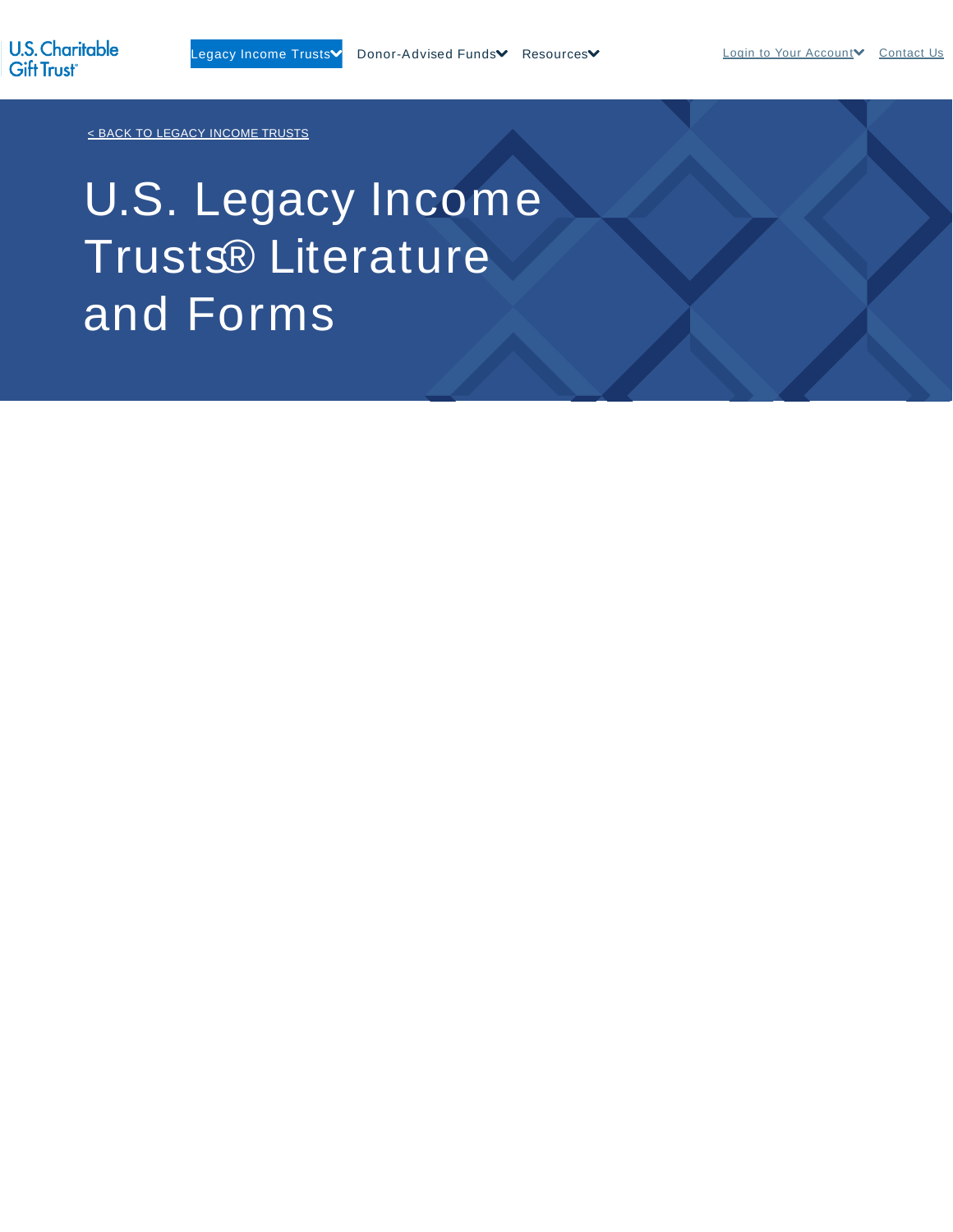U.S. Charitable Gift Trust®

Legacy Income Trusts | Donor-Advised Funds | Resources | Login to Your Account | Contact Us

< BACK TO LEGACY INCOME TRUSTS

# U.S. Legacy Income Trusts® Literature and Forms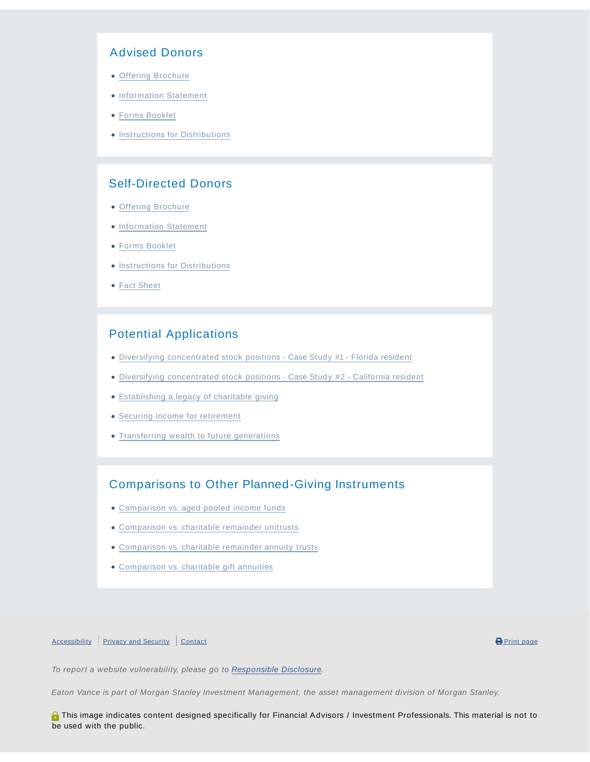## Advised Donors

- Offering Brochure
- Information Statement
- Forms Booklet
- Instructions for Distributions

## Self-Directed Donors

- Offering Brochure
- Information Statement
- Forms Booklet
- Instructions for Distributions
- Fact Sheet

## Potential Applications

- Diversifying concentrated stock positions - Case Study #1 - Florida resident
- Diversifying concentrated stock positions - Case Study #2 - California resident
- Establishing a legacy of charitable giving
- Securing income for retirement
- Transferring wealth to future generations

## Comparisons to Other Planned-Giving Instruments

- Comparison vs. aged pooled income funds
- Comparison vs. charitable remainder unitrusts
- Comparison vs. charitable remainder annuity trusts
- Comparison vs. charitable gift annuities

Accessibility | Privacy and Security | Contact

Print page

*To report a website vulnerability, please go to Responsible Disclosure.*

*Eaton Vance is part of Morgan Stanley Investment Management, the asset management division of Morgan Stanley.*

This image indicates content designed specifically for Financial Advisors / Investment Professionals. This material is not to be used with the public.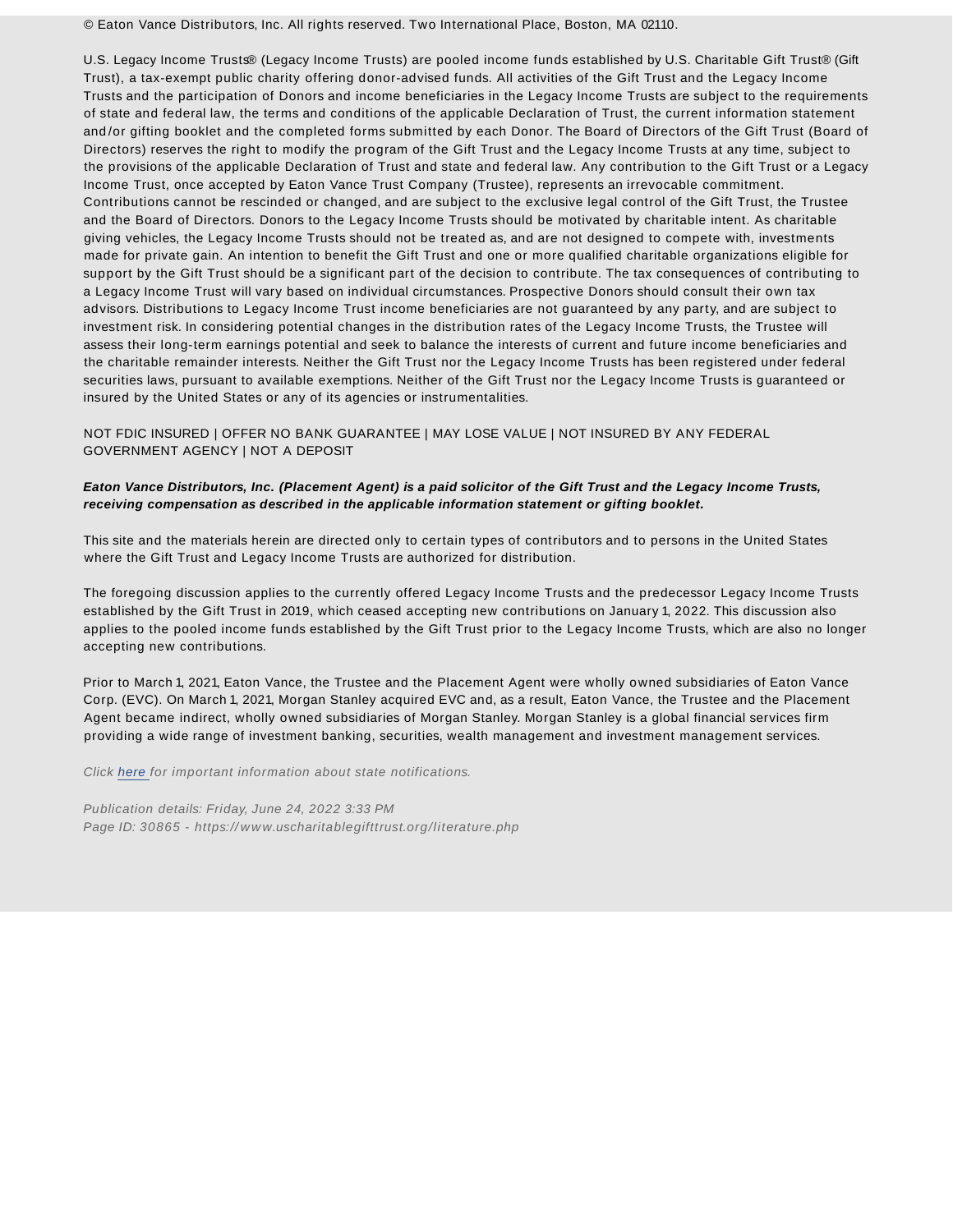© Eaton Vance Distributors, Inc. All rights reserved. Two International Place, Boston, MA 02110.

U.S. Legacy Income Trusts® (Legacy Income Trusts) are pooled income funds established by U.S. Charitable Gift Trust® (Gift Trust), a tax-exempt public charity offering donor-advised funds. All activities of the Gift Trust and the Legacy Income Trusts and the participation of Donors and income beneficiaries in the Legacy Income Trusts are subject to the requirements of state and federal law, the terms and conditions of the applicable Declaration of Trust, the current information statement and/or gifting booklet and the completed forms submitted by each Donor. The Board of Directors of the Gift Trust (Board of Directors) reserves the right to modify the program of the Gift Trust and the Legacy Income Trusts at any time, subject to the provisions of the applicable Declaration of Trust and state and federal law. Any contribution to the Gift Trust or a Legacy Income Trust, once accepted by Eaton Vance Trust Company (Trustee), represents an irrevocable commitment. Contributions cannot be rescinded or changed, and are subject to the exclusive legal control of the Gift Trust, the Trustee and the Board of Directors. Donors to the Legacy Income Trusts should be motivated by charitable intent. As charitable giving vehicles, the Legacy Income Trusts should not be treated as, and are not designed to compete with, investments made for private gain. An intention to benefit the Gift Trust and one or more qualified charitable organizations eligible for support by the Gift Trust should be a significant part of the decision to contribute. The tax consequences of contributing to a Legacy Income Trust will vary based on individual circumstances. Prospective Donors should consult their own tax advisors. Distributions to Legacy Income Trust income beneficiaries are not guaranteed by any party, and are subject to investment risk. In considering potential changes in the distribution rates of the Legacy Income Trusts, the Trustee will assess their long-term earnings potential and seek to balance the interests of current and future income beneficiaries and the charitable remainder interests. Neither the Gift Trust nor the Legacy Income Trusts has been registered under federal securities laws, pursuant to available exemptions. Neither of the Gift Trust nor the Legacy Income Trusts is guaranteed or insured by the United States or any of its agencies or instrumentalities.

NOT FDIC INSURED | OFFER NO BANK GUARANTEE | MAY LOSE VALUE | NOT INSURED BY ANY FEDERAL GOVERNMENT AGENCY | NOT A DEPOSIT

***Eaton Vance Distributors, Inc. (Placement Agent) is a paid solicitor of the Gift Trust and the Legacy Income Trusts, receiving compensation as described in the applicable information statement or gifting booklet.***

This site and the materials herein are directed only to certain types of contributors and to persons in the United States where the Gift Trust and Legacy Income Trusts are authorized for distribution.

The foregoing discussion applies to the currently offered Legacy Income Trusts and the predecessor Legacy Income Trusts established by the Gift Trust in 2019, which ceased accepting new contributions on January 1, 2022. This discussion also applies to the pooled income funds established by the Gift Trust prior to the Legacy Income Trusts, which are also no longer accepting new contributions.

Prior to March 1, 2021, Eaton Vance, the Trustee and the Placement Agent were wholly owned subsidiaries of Eaton Vance Corp. (EVC). On March 1, 2021, Morgan Stanley acquired EVC and, as a result, Eaton Vance, the Trustee and the Placement Agent became indirect, wholly owned subsidiaries of Morgan Stanley. Morgan Stanley is a global financial services firm providing a wide range of investment banking, securities, wealth management and investment management services.

*Click here for important information about state notifications.*

*Publication details: Friday, June 24, 2022 3:33 PM*
*Page ID: 30865 - https://www.uscharitablegifttrust.org/literature.php*